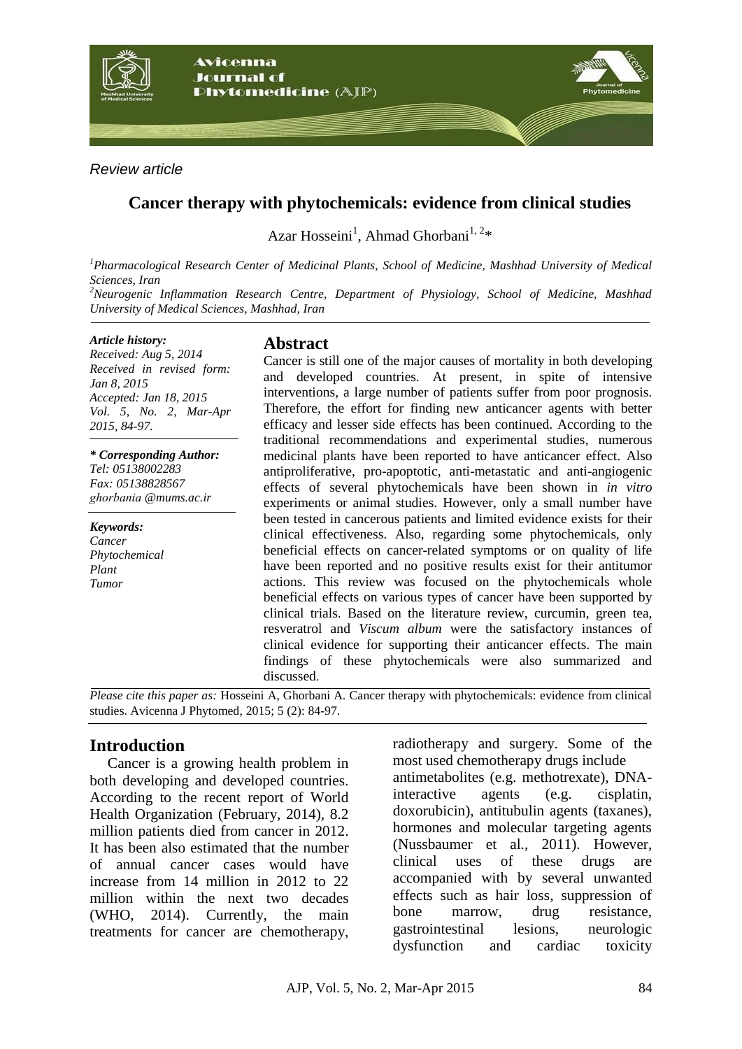*Review article*

# Cancer therapy with phytochemicals: evidence from clinical studies

Azar Hosseini[1], Ahmad Ghorbani[1, 2]*

*[1]Pharmacological Research Center of Medicinal Plants, School of Medicine, Mashhad University of Medical Sciences, Iran*
*[2]Neurogenic Inflammation Research Centre, Department of Physiology, School of Medicine, Mashhad University of Medical Sciences, Mashhad, Iran*

***Article history:***
*Received: Aug 5, 2014*
*Received in revised form: Jan 8, 2015*
*Accepted: Jan 18, 2015*
*Vol. 5, No. 2, Mar-Apr 2015, 84-97.*

***\* Corresponding Author:***
*Tel: 05138002283*
*Fax: 05138828567*
*ghorbania @mums.ac.ir*

***Keywords:***
*Cancer*
*Phytochemical*
*Plant*
*Tumor*

## Abstract

Cancer is still one of the major causes of mortality in both developing and developed countries. At present, in spite of intensive interventions, a large number of patients suffer from poor prognosis. Therefore, the effort for finding new anticancer agents with better efficacy and lesser side effects has been continued. According to the traditional recommendations and experimental studies, numerous medicinal plants have been reported to have anticancer effect. Also antiproliferative, pro-apoptotic, anti-metastatic and anti-angiogenic effects of several phytochemicals have been shown in *in vitro* experiments or animal studies. However, only a small number have been tested in cancerous patients and limited evidence exists for their clinical effectiveness. Also, regarding some phytochemicals, only beneficial effects on cancer-related symptoms or on quality of life have been reported and no positive results exist for their antitumor actions. This review was focused on the phytochemicals whole beneficial effects on various types of cancer have been supported by clinical trials. Based on the literature review, curcumin, green tea, resveratrol and *Viscum album* were the satisfactory instances of clinical evidence for supporting their anticancer effects. The main findings of these phytochemicals were also summarized and discussed.

*Please cite this paper as:* Hosseini A, Ghorbani A. Cancer therapy with phytochemicals: evidence from clinical studies. Avicenna J Phytomed, 2015; 5 (2): 84-97.

## Introduction

Cancer is a growing health problem in both developing and developed countries. According to the recent report of World Health Organization (February, 2014), 8.2 million patients died from cancer in 2012. It has been also estimated that the number of annual cancer cases would have increase from 14 million in 2012 to 22 million within the next two decades (WHO, 2014). Currently, the main treatments for cancer are chemotherapy, radiotherapy and surgery. Some of the most used chemotherapy drugs include antimetabolites (e.g. methotrexate), DNA-interactive agents (e.g. cisplatin, doxorubicin), antitubulin agents (taxanes), hormones and molecular targeting agents (Nussbaumer et al., 2011). However, clinical uses of these drugs are accompanied with by several unwanted effects such as hair loss, suppression of bone marrow, drug resistance, gastrointestinal lesions, neurologic dysfunction and cardiac toxicity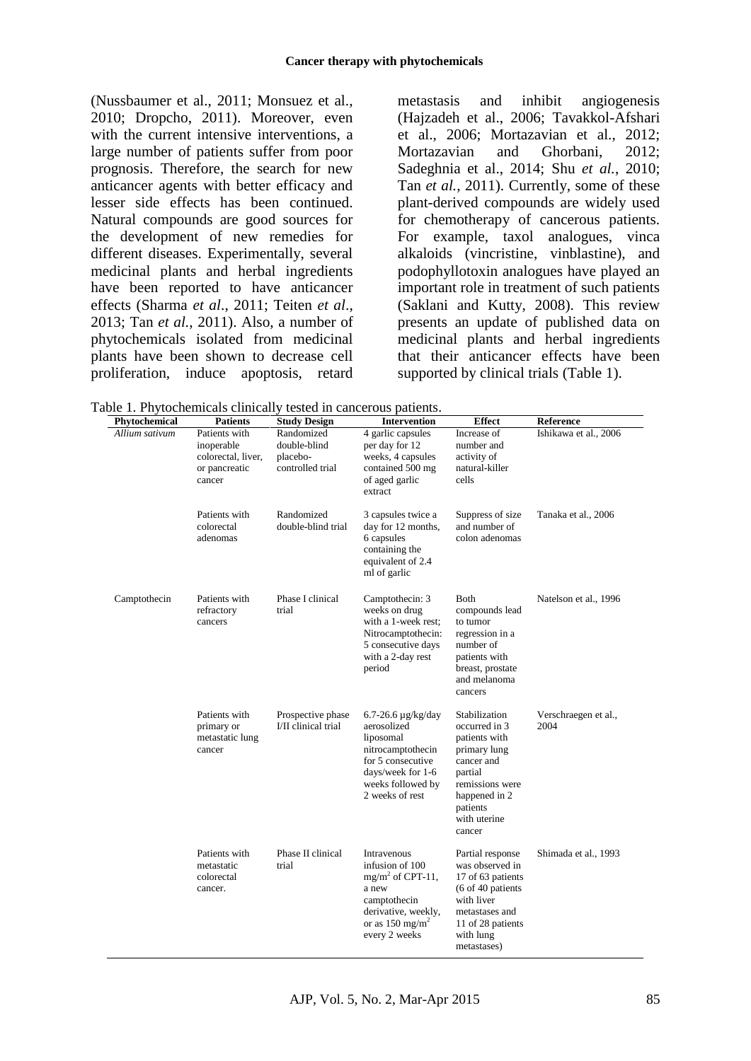(Nussbaumer et al., 2011; Monsuez et al., 2010; Dropcho, 2011). Moreover, even with the current intensive interventions, a large number of patients suffer from poor prognosis. Therefore, the search for new anticancer agents with better efficacy and lesser side effects has been continued. Natural compounds are good sources for the development of new remedies for different diseases. Experimentally, several medicinal plants and herbal ingredients have been reported to have anticancer effects (Sharma *et al*., 2011; Teiten *et al*., 2013; Tan *et al.*, 2011). Also, a number of phytochemicals isolated from medicinal plants have been shown to decrease cell proliferation, induce apoptosis, retard metastasis and inhibit angiogenesis (Hajzadeh et al., 2006; Tavakkol-Afshari et al., 2006; Mortazavian et al., 2012; Mortazavian and Ghorbani, 2012; Sadeghnia et al., 2014; Shu *et al.*, 2010; Tan *et al.*, 2011). Currently, some of these plant-derived compounds are widely used for chemotherapy of cancerous patients. For example, taxol analogues, vinca alkaloids (vincristine, vinblastine), and podophyllotoxin analogues have played an important role in treatment of such patients (Saklani and Kutty, 2008). This review presents an update of published data on medicinal plants and herbal ingredients that their anticancer effects have been supported by clinical trials (Table 1).

Table 1. Phytochemicals clinically tested in cancerous patients.

| Phytochemical | Patients | Study Design | Intervention | Effect | Reference |
|---|---|---|---|---|---|
| *Allium sativum* | Patients with inoperable colorectal, liver, or pancreatic cancer | Randomized double-blind placebo-controlled trial | 4 garlic capsules per day for 12 weeks, 4 capsules contained 500 mg of aged garlic extract | Increase of number and activity of natural-killer cells | Ishikawa et al., 2006 |
| | Patients with colorectal adenomas | Randomized double-blind trial | 3 capsules twice a day for 12 months, 6 capsules containing the equivalent of 2.4 ml of garlic | Suppress of size and number of colon adenomas | Tanaka et al., 2006 |
| Camptothecin | Patients with refractory cancers | Phase I clinical trial | Camptothecin: 3 weeks on drug with a 1-week rest; Nitrocamptothecin: 5 consecutive days with a 2-day rest period | Both compounds lead to tumor regression in a number of patients with breast, prostate and melanoma cancers | Natelson et al., 1996 |
| | Patients with primary or metastatic lung cancer | Prospective phase I/II clinical trial | 6.7-26.6 µg/kg/day aerosolized liposomal nitrocamptothecin for 5 consecutive days/week for 1-6 weeks followed by 2 weeks of rest | Stabilization occurred in 3 patients with primary lung cancer and partial remissions were happened in 2 patients with uterine cancer | Verschraegen et al., 2004 |
| | Patients with metastatic colorectal cancer. | Phase II clinical trial | Intravenous infusion of 100 $mg/m^2$ of CPT-11, a new camptothecin derivative, weekly, or as 150 $mg/m^2$ every 2 weeks | Partial response was observed in 17 of 63 patients (6 of 40 patients with liver metastases and 11 of 28 patients with lung metastases) | Shimada et al., 1993 |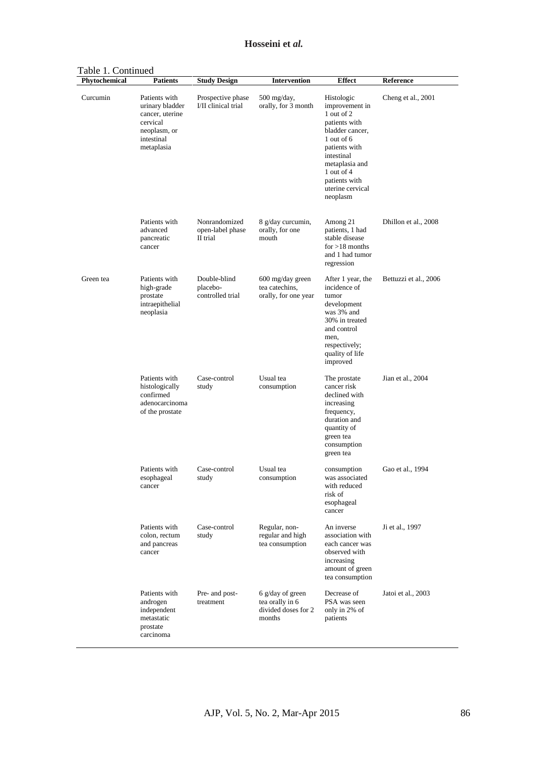Table 1. Continued

| Phytochemical | Patients | Study Design | Intervention | Effect | Reference |
|---|---|---|---|---|---|
| Curcumin | Patients with urinary bladder cancer, uterine cervical neoplasm, or intestinal metaplasia | Prospective phase I/II clinical trial | 500 mg/day, orally, for 3 month | Histologic improvement in 1 out of 2 patients with bladder cancer, 1 out of 6 patients with intestinal metaplasia and 1 out of 4 patients with uterine cervical neoplasm | Cheng et al., 2001 |
| | Patients with advanced pancreatic cancer | Nonrandomized open-label phase II trial | 8 g/day curcumin, orally, for one mouth | Among 21 patients, 1 had stable disease for >18 months and 1 had tumor regression | Dhillon et al., 2008 |
| Green tea | Patients with high-grade prostate intraepithelial neoplasia | Double-blind placebo-controlled trial | 600 mg/day green tea catechins, orally, for one year | After 1 year, the incidence of tumor development was 3% and 30% in treated and control men, respectively; quality of life improved | Bettuzzi et al., 2006 |
| | Patients with histologically confirmed adenocarcinoma of the prostate | Case-control study | Usual tea consumption | The prostate cancer risk declined with increasing frequency, duration and quantity of green tea consumption | Jian et al., 2004 |
| | Patients with esophageal cancer | Case-control study | Usual tea consumption | green tea consumption was associated with reduced risk of esophageal cancer | Gao et al., 1994 |
| | Patients with colon, rectum and pancreas cancer | Case-control study | Regular, non-regular and high tea consumption | An inverse association with each cancer was observed with increasing amount of green tea consumption | Ji et al., 1997 |
| | Patients with androgen independent metastatic prostate carcinoma | Pre- and post-treatment | 6 g/day of green tea orally in 6 divided doses for 2 months | Decrease of PSA was seen only in 2% of patients | Jatoi et al., 2003 |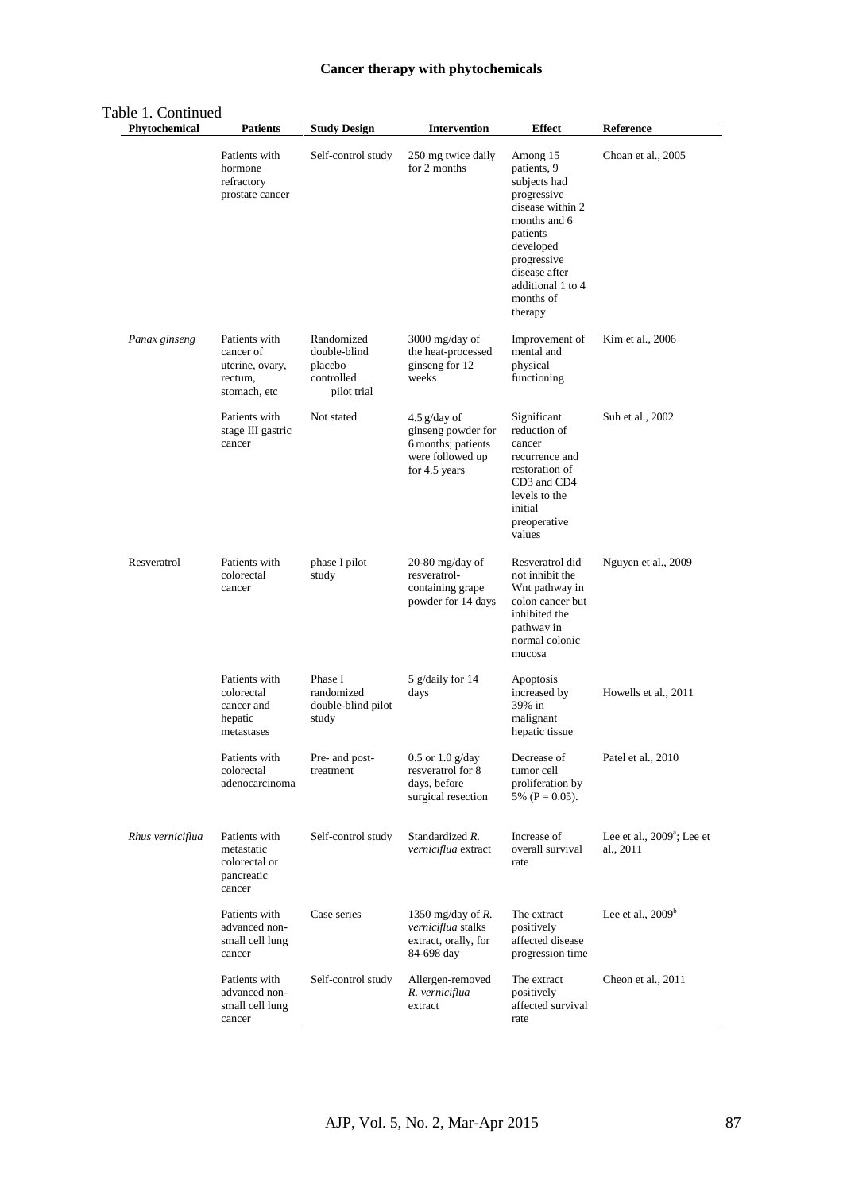Table 1. Continued

| Phytochemical | Patients | Study Design | Intervention | Effect | Reference |
|---|---|---|---|---|---|
| | Patients with hormone refractory prostate cancer | Self-control study | 250 mg twice daily for 2 months | Among 15 patients, 9 subjects had progressive disease within 2 months and 6 patients developed progressive disease after additional 1 to 4 months of therapy | Choan et al., 2005 |
| *Panax ginseng* | Patients with cancer of uterine, ovary, rectum, stomach, etc | Randomized double-blind placebo controlled pilot trial | 3000 mg/day of the heat-processed ginseng for 12 weeks | Improvement of mental and physical functioning | Kim et al., 2006 |
| | Patients with stage III gastric cancer | Not stated | 4.5 g/day of ginseng powder for 6 months; patients were followed up for 4.5 years | Significant reduction of cancer recurrence and restoration of CD3 and CD4 levels to the initial preoperative values | Suh et al., 2002 |
| Resveratrol | Patients with colorectal cancer | phase I pilot study | 20-80 mg/day of resveratrol-containing grape powder for 14 days | Resveratrol did not inhibit the Wnt pathway in colon cancer but inhibited the pathway in normal colonic mucosa | Nguyen et al., 2009 |
| | Patients with colorectal cancer and hepatic metastases | Phase I randomized double-blind pilot study | 5 g/daily for 14 days | Apoptosis increased by 39% in malignant hepatic tissue | Howells et al., 2011 |
| | Patients with colorectal adenocarcinoma | Pre- and post-treatment | 0.5 or 1.0 g/day resveratrol for 8 days, before surgical resection | Decrease of tumor cell proliferation by 5% ($P = 0.05$). | Patel et al., 2010 |
| *Rhus verniciflua* | Patients with metastatic colorectal or pancreatic cancer | Self-control study | Standardized *R. verniciflua* extract | Increase of overall survival rate | Lee et al., 2009[a]; Lee et al., 2011 |
| | Patients with advanced non-small cell lung cancer | Case series | 1350 mg/day of *R. verniciflua* stalks extract, orally, for 84-698 day | The extract positively affected disease progression time | Lee et al., 2009[b] |
| | Patients with advanced non-small cell lung cancer | Self-control study | Allergen-removed *R. verniciflua* extract | The extract positively affected survival rate | Cheon et al., 2011 |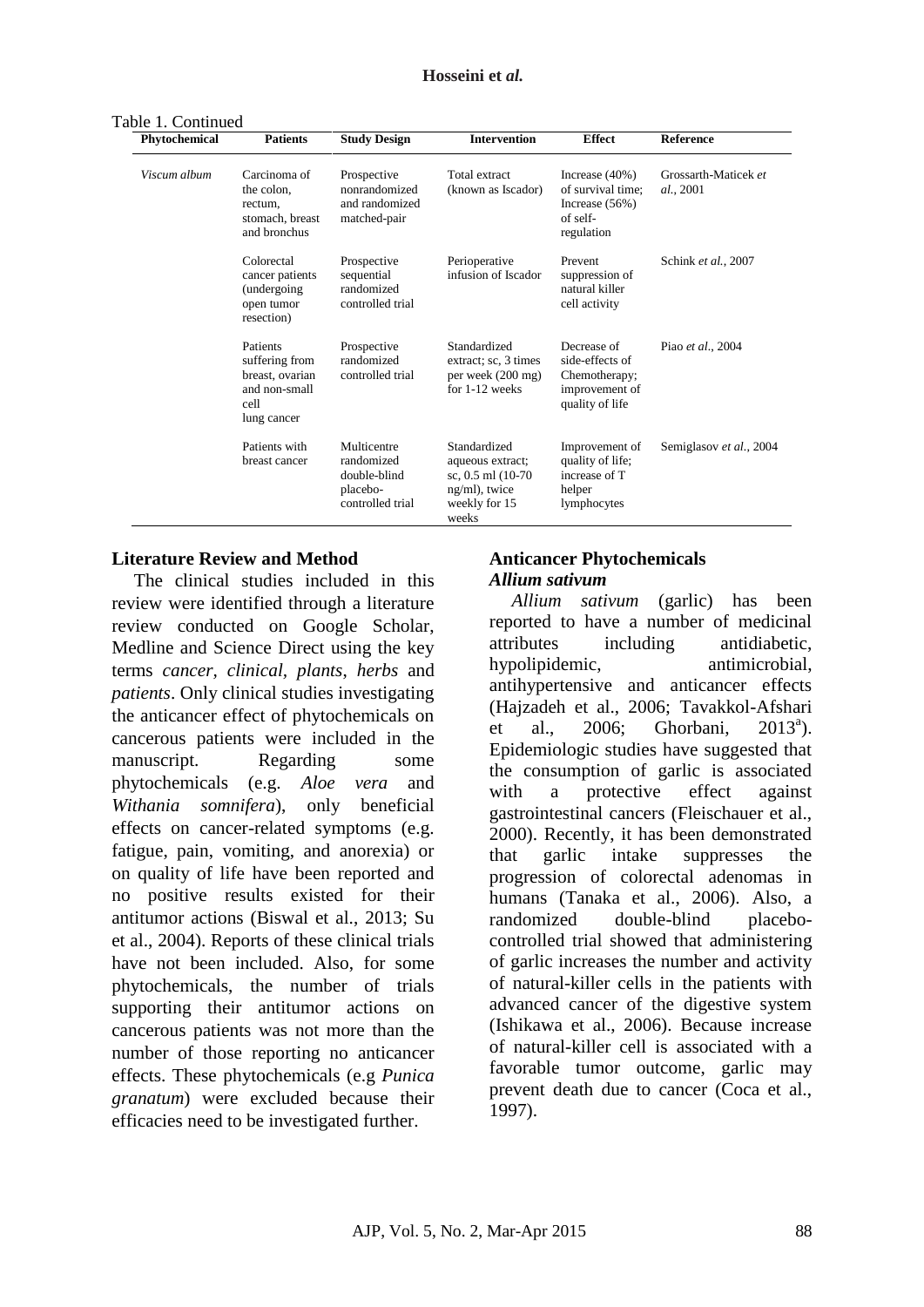Table 1. Continued

| Phytochemical | Patients | Study Design | Intervention | Effect | Reference |
|---|---|---|---|---|---|
| *Viscum album* | Carcinoma of the colon, rectum, stomach, breast and bronchus | Prospective nonrandomized and randomized matched-pair | Total extract (known as Iscador) | Increase (40%) of survival time; Increase (56%) of self-regulation | Grossarth-Maticek *et al.*, 2001 |
| | Colorectal cancer patients (undergoing open tumor resection) | Prospective sequential randomized controlled trial | Perioperative infusion of Iscador | Prevent suppression of natural killer cell activity | Schink *et al.*, 2007 |
| | Patients suffering from breast, ovarian and non-small cell lung cancer | Prospective randomized controlled trial | Standardized extract; sc, 3 times per week (200 mg) for 1-12 weeks | Decrease of side-effects of Chemotherapy; improvement of quality of life | Piao *et al.*, 2004 |
| | Patients with breast cancer | Multicentre randomized double-blind placebo-controlled trial | Standardized aqueous extract; sc, 0.5 ml (10-70 ng/ml), twice weekly for 15 weeks | Improvement of quality of life; increase of T helper lymphocytes | Semiglasov *et al.*, 2004 |

## Literature Review and Method

The clinical studies included in this review were identified through a literature review conducted on Google Scholar, Medline and Science Direct using the key terms *cancer, clinical, plants*, *herbs* and *patients*. Only clinical studies investigating the anticancer effect of phytochemicals on cancerous patients were included in the manuscript. Regarding some phytochemicals (e.g. *Aloe vera* and *Withania somnifera*), only beneficial effects on cancer-related symptoms (e.g. fatigue, pain, vomiting, and anorexia) or on quality of life have been reported and no positive results existed for their antitumor actions (Biswal et al., 2013; Su et al., 2004). Reports of these clinical trials have not been included. Also, for some phytochemicals, the number of trials supporting their antitumor actions on cancerous patients was not more than the number of those reporting no anticancer effects. These phytochemicals (e.g *Punica granatum*) were excluded because their efficacies need to be investigated further.

## Anticancer Phytochemicals

### *Allium sativum*

*Allium sativum* (garlic) has been reported to have a number of medicinal attributes including antidiabetic, hypolipidemic, antimicrobial, antihypertensive and anticancer effects (Hajzadeh et al., 2006; Tavakkol-Afshari et al., 2006; Ghorbani, 2013[a]). Epidemiologic studies have suggested that the consumption of garlic is associated with a protective effect against gastrointestinal cancers (Fleischauer et al., 2000). Recently, it has been demonstrated that garlic intake suppresses the progression of colorectal adenomas in humans (Tanaka et al., 2006). Also, a randomized double-blind placebo-controlled trial showed that administering of garlic increases the number and activity of natural-killer cells in the patients with advanced cancer of the digestive system (Ishikawa et al., 2006). Because increase of natural-killer cell is associated with a favorable tumor outcome, garlic may prevent death due to cancer (Coca et al., 1997).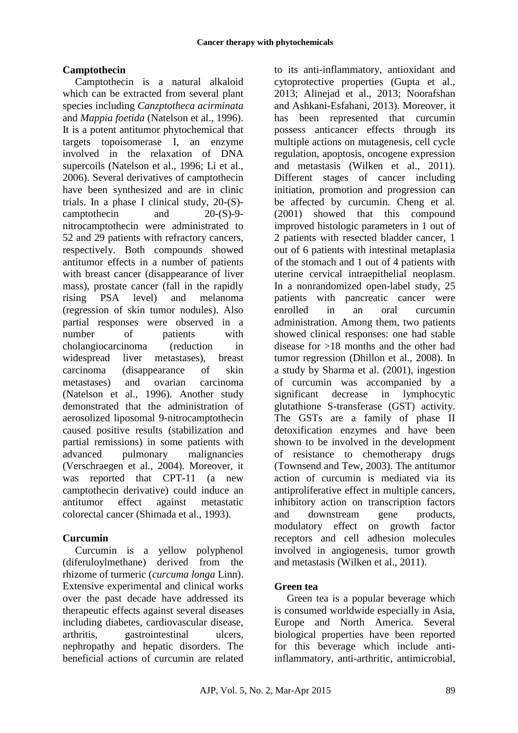## Camptothecin

Camptothecin is a natural alkaloid which can be extracted from several plant species including *Canzptotheca acirminata* and *Mappia foetida* (Natelson et al., 1996). It is a potent antitumor phytochemical that targets topoisomerase I, an enzyme involved in the relaxation of DNA supercoils (Natelson et al., 1996; Li et al., 2006). Several derivatives of camptothecin have been synthesized and are in clinic trials. In a phase I clinical study, 20-(S)-camptothecin and 20-(S)-9-nitrocamptothecin were administrated to 52 and 29 patients with refractory cancers, respectively. Both compounds showed antitumor effects in a number of patients with breast cancer (disappearance of liver mass), prostate cancer (fall in the rapidly rising PSA level) and melanoma (regression of skin tumor nodules). Also partial responses were observed in a number of patients with cholangiocarcinoma (reduction in widespread liver metastases), breast carcinoma (disappearance of skin metastases) and ovarian carcinoma (Natelson et al., 1996). Another study demonstrated that the administration of aerosolized liposomal 9-nitrocamptothecin caused positive results (stabilization and partial remissions) in some patients with advanced pulmonary malignancies (Verschraegen et al., 2004). Moreover, it was reported that CPT-11 (a new camptothecin derivative) could induce an antitumor effect against metastatic colorectal cancer (Shimada et al., 1993).

## Curcumin

Curcumin is a yellow polyphenol (diferuloylmethane) derived from the rhizome of turmeric (*curcuma longa* Linn). Extensive experimental and clinical works over the past decade have addressed its therapeutic effects against several diseases including diabetes, cardiovascular disease, arthritis, gastrointestinal ulcers, nephropathy and hepatic disorders. The beneficial actions of curcumin are related to its anti-inflammatory, antioxidant and cytoprotective properties (Gupta et al., 2013; Alinejad et al., 2013; Noorafshan and Ashkani-Esfahani, 2013). Moreover, it has been represented that curcumin possess anticancer effects through its multiple actions on mutagenesis, cell cycle regulation, apoptosis, oncogene expression and metastasis (Wilken et al., 2011). Different stages of cancer including initiation, promotion and progression can be affected by curcumin. Cheng et al. (2001) showed that this compound improved histologic parameters in 1 out of 2 patients with resected bladder cancer, 1 out of 6 patients with intestinal metaplasia of the stomach and 1 out of 4 patients with uterine cervical intraepithelial neoplasm. In a nonrandomized open-label study, 25 patients with pancreatic cancer were enrolled in an oral curcumin administration. Among them, two patients showed clinical responses: one had stable disease for >18 months and the other had tumor regression (Dhillon et al., 2008). In a study by Sharma et al. (2001), ingestion of curcumin was accompanied by a significant decrease in lymphocytic glutathione S-transferase (GST) activity. The GSTs are a family of phase II detoxification enzymes and have been shown to be involved in the development of resistance to chemotherapy drugs (Townsend and Tew, 2003). The antitumor action of curcumin is mediated via its antiproliferative effect in multiple cancers, inhibitory action on transcription factors and downstream gene products, modulatory effect on growth factor receptors and cell adhesion molecules involved in angiogenesis, tumor growth and metastasis (Wilken et al., 2011).

## Green tea

Green tea is a popular beverage which is consumed worldwide especially in Asia, Europe and North America. Several biological properties have been reported for this beverage which include anti-inflammatory, anti-arthritic, antimicrobial,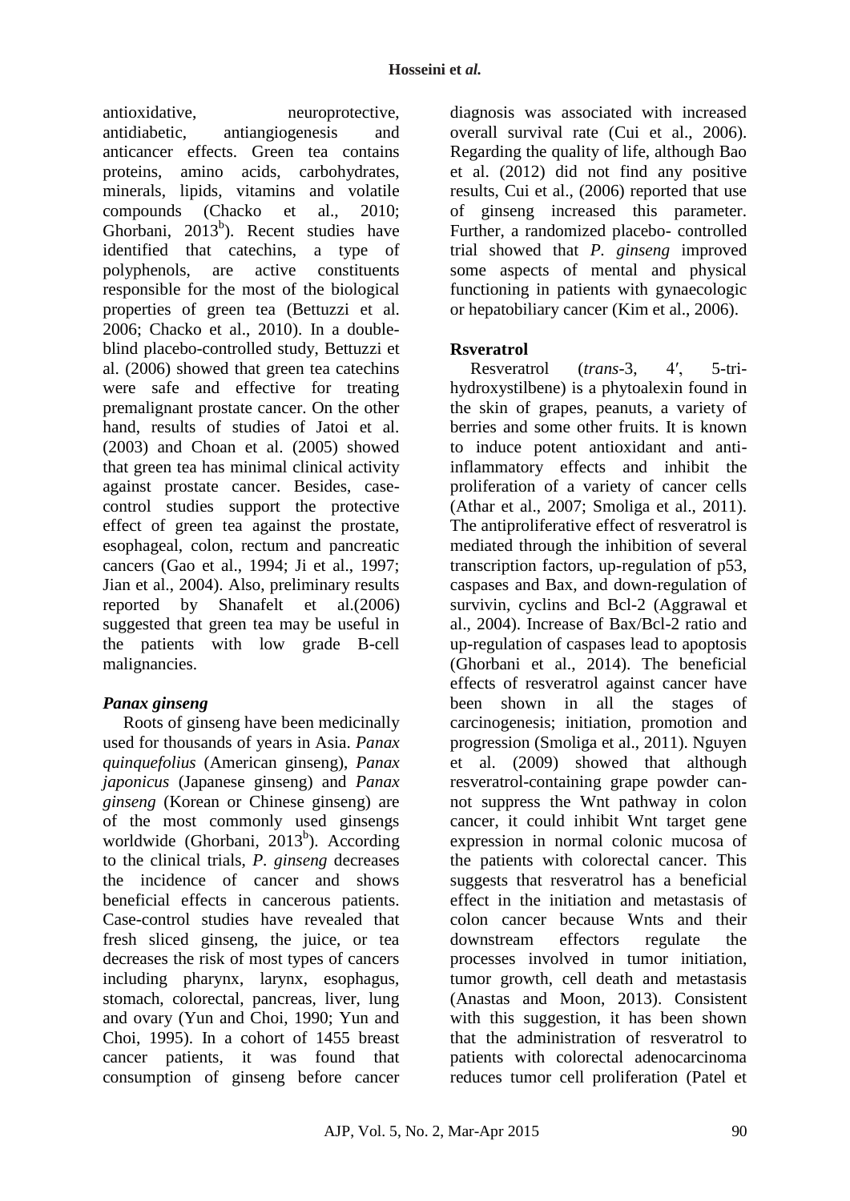antioxidative, neuroprotective, antidiabetic, antiangiogenesis and anticancer effects. Green tea contains proteins, amino acids, carbohydrates, minerals, lipids, vitamins and volatile compounds (Chacko et al., 2010; Ghorbani, 2013[b]). Recent studies have identified that catechins, a type of polyphenols, are active constituents responsible for the most of the biological properties of green tea (Bettuzzi et al. 2006; Chacko et al., 2010). In a double-blind placebo-controlled study, Bettuzzi et al. (2006) showed that green tea catechins were safe and effective for treating premalignant prostate cancer. On the other hand, results of studies of Jatoi et al. (2003) and Choan et al. (2005) showed that green tea has minimal clinical activity against prostate cancer. Besides, case-control studies support the protective effect of green tea against the prostate, esophageal, colon, rectum and pancreatic cancers (Gao et al., 1994; Ji et al., 1997; Jian et al., 2004). Also, preliminary results reported by Shanafelt et al.(2006) suggested that green tea may be useful in the patients with low grade B-cell malignancies.

### *Panax ginseng*

Roots of ginseng have been medicinally used for thousands of years in Asia. *Panax quinquefolius* (American ginseng), *Panax japonicus* (Japanese ginseng) and *Panax ginseng* (Korean or Chinese ginseng) are of the most commonly used ginsengs worldwide (Ghorbani, 2013[b]). According to the clinical trials, *P. ginseng* decreases the incidence of cancer and shows beneficial effects in cancerous patients. Case-control studies have revealed that fresh sliced ginseng, the juice, or tea decreases the risk of most types of cancers including pharynx, larynx, esophagus, stomach, colorectal, pancreas, liver, lung and ovary (Yun and Choi, 1990; Yun and Choi, 1995). In a cohort of 1455 breast cancer patients, it was found that consumption of ginseng before cancer diagnosis was associated with increased overall survival rate (Cui et al., 2006). Regarding the quality of life, although Bao et al. (2012) did not find any positive results, Cui et al., (2006) reported that use of ginseng increased this parameter. Further, a randomized placebo- controlled trial showed that *P. ginseng* improved some aspects of mental and physical functioning in patients with gynaecologic or hepatobiliary cancer (Kim et al., 2006).

### Rsveratrol

Resveratrol (*trans*-3, 4′, 5-tri-hydroxystilbene) is a phytoalexin found in the skin of grapes, peanuts, a variety of berries and some other fruits. It is known to induce potent antioxidant and anti-inflammatory effects and inhibit the proliferation of a variety of cancer cells (Athar et al., 2007; Smoliga et al., 2011). The antiproliferative effect of resveratrol is mediated through the inhibition of several transcription factors, up-regulation of p53, caspases and Bax, and down-regulation of survivin, cyclins and Bcl-2 (Aggrawal et al., 2004). Increase of Bax/Bcl-2 ratio and up-regulation of caspases lead to apoptosis (Ghorbani et al., 2014). The beneficial effects of resveratrol against cancer have been shown in all the stages of carcinogenesis; initiation, promotion and progression (Smoliga et al., 2011). Nguyen et al. (2009) showed that although resveratrol-containing grape powder can-not suppress the Wnt pathway in colon cancer, it could inhibit Wnt target gene expression in normal colonic mucosa of the patients with colorectal cancer. This suggests that resveratrol has a beneficial effect in the initiation and metastasis of colon cancer because Wnts and their downstream effectors regulate the processes involved in tumor initiation, tumor growth, cell death and metastasis (Anastas and Moon, 2013). Consistent with this suggestion, it has been shown that the administration of resveratrol to patients with colorectal adenocarcinoma reduces tumor cell proliferation (Patel et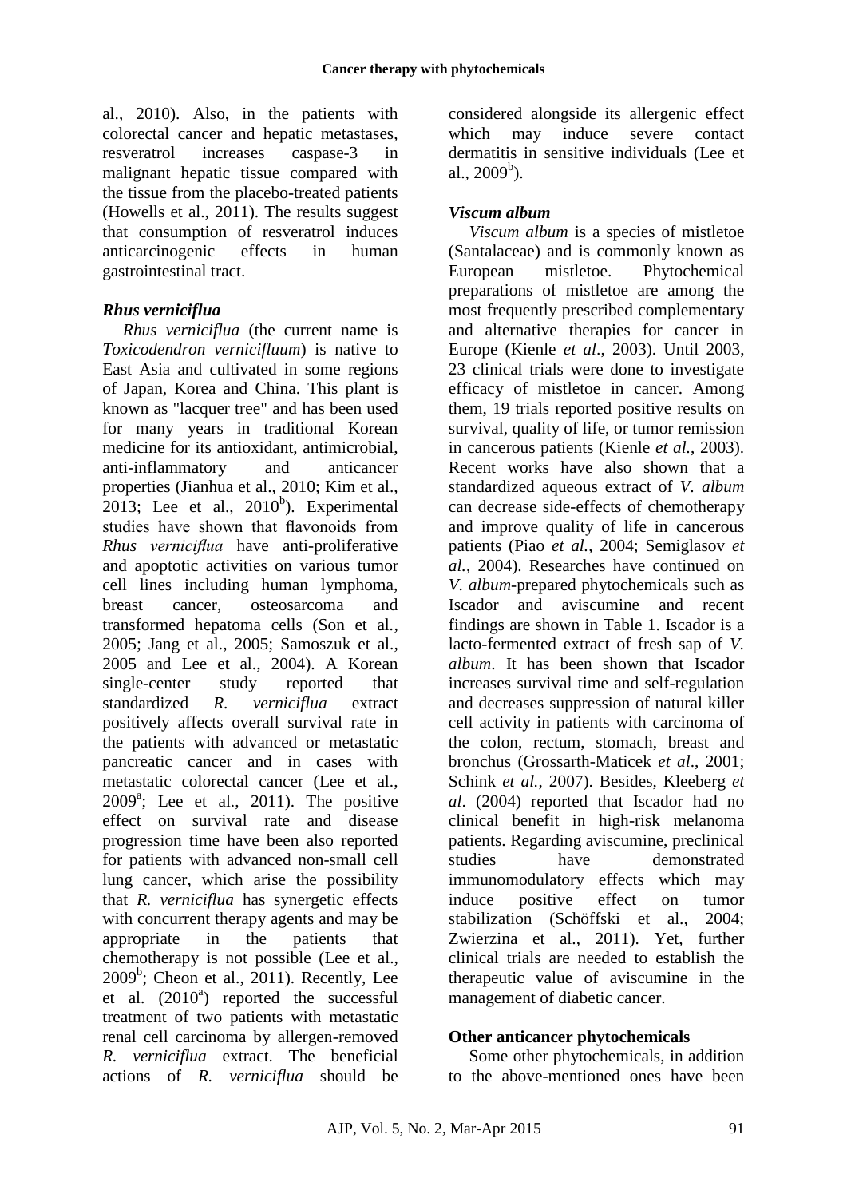al., 2010). Also, in the patients with colorectal cancer and hepatic metastases, resveratrol increases caspase-3 in malignant hepatic tissue compared with the tissue from the placebo-treated patients (Howells et al., 2011). The results suggest that consumption of resveratrol induces anticarcinogenic effects in human gastrointestinal tract.

### *Rhus verniciflua*

*Rhus verniciflua* (the current name is *Toxicodendron vernicifluum*) is native to East Asia and cultivated in some regions of Japan, Korea and China. This plant is known as "lacquer tree" and has been used for many years in traditional Korean medicine for its antioxidant, antimicrobial, anti-inflammatory and anticancer properties (Jianhua et al., 2010; Kim et al., 2013; Lee et al., 2010[b]). Experimental studies have shown that flavonoids from *Rhus verniciflua* have anti-proliferative and apoptotic activities on various tumor cell lines including human lymphoma, breast cancer, osteosarcoma and transformed hepatoma cells (Son et al., 2005; Jang et al., 2005; Samoszuk et al., 2005 and Lee et al., 2004). A Korean single-center study reported that standardized *R. verniciflua* extract positively affects overall survival rate in the patients with advanced or metastatic pancreatic cancer and in cases with metastatic colorectal cancer (Lee et al., 2009[a]; Lee et al., 2011). The positive effect on survival rate and disease progression time have been also reported for patients with advanced non-small cell lung cancer, which arise the possibility that *R. verniciflua* has synergetic effects with concurrent therapy agents and may be appropriate in the patients that chemotherapy is not possible (Lee et al., 2009[b]; Cheon et al., 2011). Recently, Lee et al. (2010[a]) reported the successful treatment of two patients with metastatic renal cell carcinoma by allergen-removed *R. verniciflua* extract. The beneficial actions of *R. verniciflua* should be considered alongside its allergenic effect which may induce severe contact dermatitis in sensitive individuals (Lee et al., 2009[b]).

### *Viscum album*

*Viscum album* is a species of mistletoe (Santalaceae) and is commonly known as European mistletoe. Phytochemical preparations of mistletoe are among the most frequently prescribed complementary and alternative therapies for cancer in Europe (Kienle *et al*., 2003). Until 2003, 23 clinical trials were done to investigate efficacy of mistletoe in cancer. Among them, 19 trials reported positive results on survival, quality of life, or tumor remission in cancerous patients (Kienle *et al.*, 2003). Recent works have also shown that a standardized aqueous extract of *V. album* can decrease side-effects of chemotherapy and improve quality of life in cancerous patients (Piao *et al.*, 2004; Semiglasov *et al.*, 2004). Researches have continued on *V. album*-prepared phytochemicals such as Iscador and aviscumine and recent findings are shown in Table 1. Iscador is a lacto-fermented extract of fresh sap of *V. album*. It has been shown that Iscador increases survival time and self-regulation and decreases suppression of natural killer cell activity in patients with carcinoma of the colon, rectum, stomach, breast and bronchus (Grossarth-Maticek *et al*., 2001; Schink *et al.*, 2007). Besides, Kleeberg *et al*. (2004) reported that Iscador had no clinical benefit in high-risk melanoma patients. Regarding aviscumine, preclinical studies have demonstrated immunomodulatory effects which may induce positive effect on tumor stabilization (Schöffski et al., 2004; Zwierzina et al., 2011). Yet, further clinical trials are needed to establish the therapeutic value of aviscumine in the management of diabetic cancer.

### Other anticancer phytochemicals

Some other phytochemicals, in addition to the above-mentioned ones have been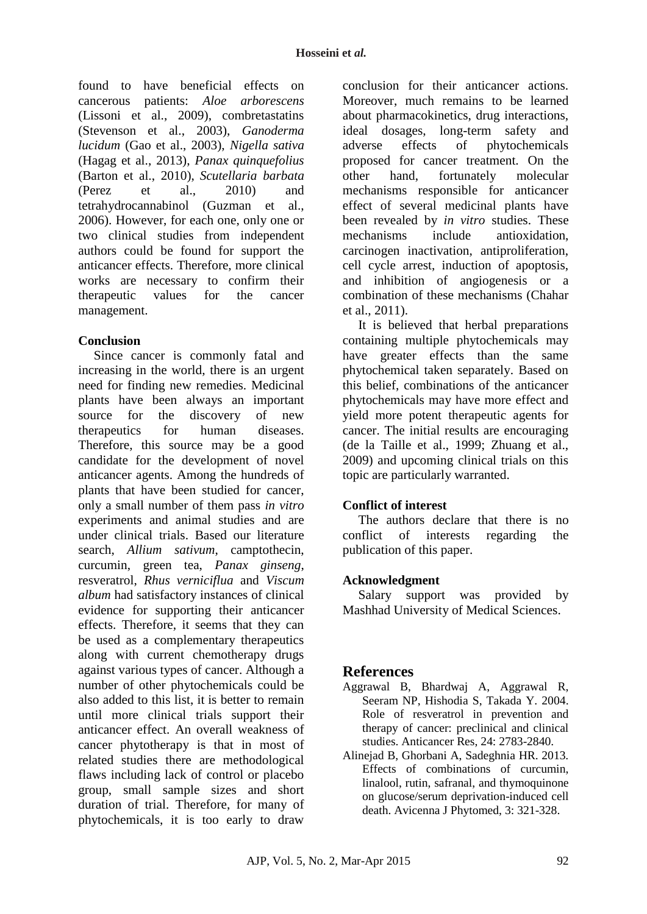found to have beneficial effects on cancerous patients: *Aloe arborescens* (Lissoni et al., 2009), combretastatins (Stevenson et al., 2003), *Ganoderma lucidum* (Gao et al., 2003), *Nigella sativa* (Hagag et al., 2013), *Panax quinquefolius* (Barton et al., 2010), *Scutellaria barbata* (Perez et al., 2010) and tetrahydrocannabinol (Guzman et al., 2006). However, for each one, only one or two clinical studies from independent authors could be found for support the anticancer effects. Therefore, more clinical works are necessary to confirm their therapeutic values for the cancer management.

## Conclusion

Since cancer is commonly fatal and increasing in the world, there is an urgent need for finding new remedies. Medicinal plants have been always an important source for the discovery of new therapeutics for human diseases. Therefore, this source may be a good candidate for the development of novel anticancer agents. Among the hundreds of plants that have been studied for cancer, only a small number of them pass *in vitro* experiments and animal studies and are under clinical trials. Based our literature search, *Allium sativum*, camptothecin, curcumin, green tea, *Panax ginseng*, resveratrol, *Rhus verniciflua* and *Viscum album* had satisfactory instances of clinical evidence for supporting their anticancer effects. Therefore, it seems that they can be used as a complementary therapeutics along with current chemotherapy drugs against various types of cancer. Although a number of other phytochemicals could be also added to this list, it is better to remain until more clinical trials support their anticancer effect. An overall weakness of cancer phytotherapy is that in most of related studies there are methodological flaws including lack of control or placebo group, small sample sizes and short duration of trial. Therefore, for many of phytochemicals, it is too early to draw conclusion for their anticancer actions. Moreover, much remains to be learned about pharmacokinetics, drug interactions, ideal dosages, long-term safety and adverse effects of phytochemicals proposed for cancer treatment. On the other hand, fortunately molecular mechanisms responsible for anticancer effect of several medicinal plants have been revealed by *in vitro* studies. These mechanisms include antioxidation, carcinogen inactivation, antiproliferation, cell cycle arrest, induction of apoptosis, and inhibition of angiogenesis or a combination of these mechanisms (Chahar et al., 2011).

It is believed that herbal preparations containing multiple phytochemicals may have greater effects than the same phytochemical taken separately. Based on this belief, combinations of the anticancer phytochemicals may have more effect and yield more potent therapeutic agents for cancer. The initial results are encouraging (de la Taille et al., 1999; Zhuang et al., 2009) and upcoming clinical trials on this topic are particularly warranted.

## Conflict of interest

The authors declare that there is no conflict of interests regarding the publication of this paper.

## Acknowledgment

Salary support was provided by Mashhad University of Medical Sciences.

# References

Aggrawal B, Bhardwaj A, Aggrawal R, Seeram NP, Hishodia S, Takada Y. 2004. Role of resveratrol in prevention and therapy of cancer: preclinical and clinical studies. Anticancer Res, 24: 2783-2840.

Alinejad B, Ghorbani A, Sadeghnia HR. 2013. Effects of combinations of curcumin, linalool, rutin, safranal, and thymoquinone on glucose/serum deprivation-induced cell death. Avicenna J Phytomed, 3: 321-328.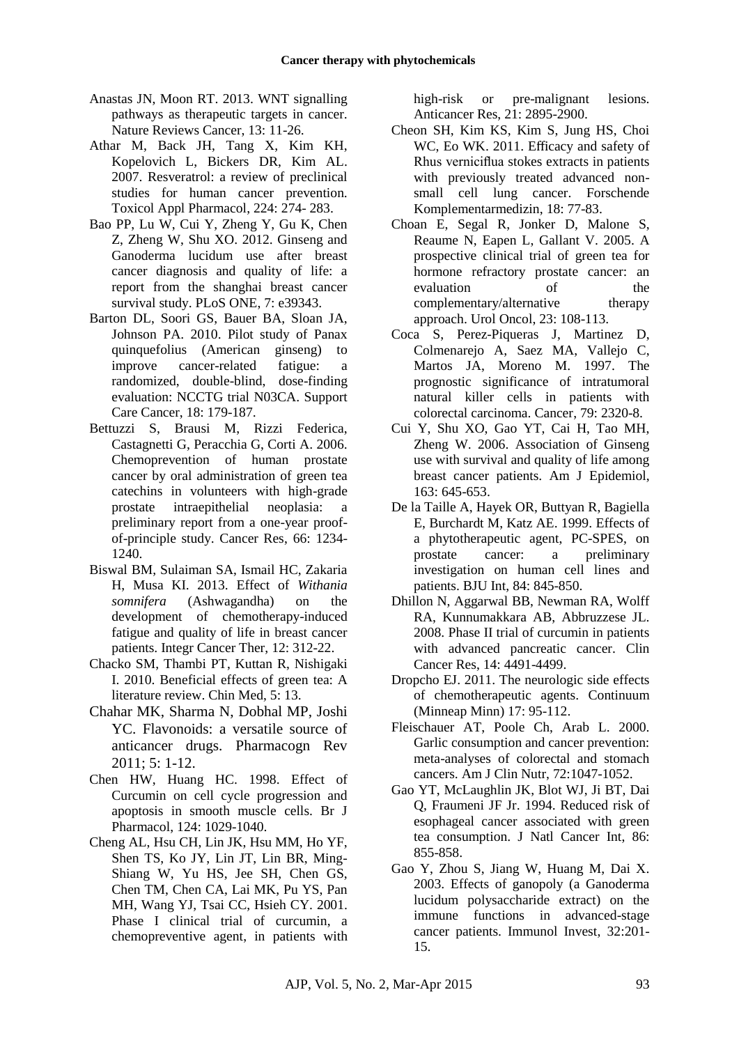Anastas JN, Moon RT. 2013. WNT signalling pathways as therapeutic targets in cancer. Nature Reviews Cancer, 13: 11-26.

Athar M, Back JH, Tang X, Kim KH, Kopelovich L, Bickers DR, Kim AL. 2007. Resveratrol: a review of preclinical studies for human cancer prevention. Toxicol Appl Pharmacol, 224: 274- 283.

Bao PP, Lu W, Cui Y, Zheng Y, Gu K, Chen Z, Zheng W, Shu XO. 2012. Ginseng and Ganoderma lucidum use after breast cancer diagnosis and quality of life: a report from the shanghai breast cancer survival study. PLoS ONE, 7: e39343.

Barton DL, Soori GS, Bauer BA, Sloan JA, Johnson PA. 2010. Pilot study of Panax quinquefolius (American ginseng) to improve cancer-related fatigue: a randomized, double-blind, dose-finding evaluation: NCCTG trial N03CA. Support Care Cancer, 18: 179-187.

Bettuzzi S, Brausi M, Rizzi Federica, Castagnetti G, Peracchia G, Corti A. 2006. Chemoprevention of human prostate cancer by oral administration of green tea catechins in volunteers with high-grade prostate intraepithelial neoplasia: a preliminary report from a one-year proof-of-principle study. Cancer Res, 66: 1234-1240.

Biswal BM, Sulaiman SA, Ismail HC, Zakaria H, Musa KI. 2013. Effect of *Withania somnifera* (Ashwagandha) on the development of chemotherapy-induced fatigue and quality of life in breast cancer patients. Integr Cancer Ther, 12: 312-22.

Chacko SM, Thambi PT, Kuttan R, Nishigaki I. 2010. Beneficial effects of green tea: A literature review. Chin Med, 5: 13.

Chahar MK, Sharma N, Dobhal MP, Joshi YC. Flavonoids: a versatile source of anticancer drugs. Pharmacogn Rev 2011; 5: 1-12.

Chen HW, Huang HC. 1998. Effect of Curcumin on cell cycle progression and apoptosis in smooth muscle cells. Br J Pharmacol, 124: 1029-1040.

Cheng AL, Hsu CH, Lin JK, Hsu MM, Ho YF, Shen TS, Ko JY, Lin JT, Lin BR, Ming-Shiang W, Yu HS, Jee SH, Chen GS, Chen TM, Chen CA, Lai MK, Pu YS, Pan MH, Wang YJ, Tsai CC, Hsieh CY. 2001. Phase I clinical trial of curcumin, a chemopreventive agent, in patients with high-risk or pre-malignant lesions. Anticancer Res, 21: 2895-2900.

Cheon SH, Kim KS, Kim S, Jung HS, Choi WC, Eo WK. 2011. Efficacy and safety of Rhus verniciflua stokes extracts in patients with previously treated advanced non-small cell lung cancer. Forschende Komplementarmedizin, 18: 77-83.

Choan E, Segal R, Jonker D, Malone S, Reaume N, Eapen L, Gallant V. 2005. A prospective clinical trial of green tea for hormone refractory prostate cancer: an evaluation of the complementary/alternative therapy approach. Urol Oncol, 23: 108-113.

Coca S, Perez-Piqueras J, Martinez D, Colmenarejo A, Saez MA, Vallejo C, Martos JA, Moreno M. 1997. The prognostic significance of intratumoral natural killer cells in patients with colorectal carcinoma. Cancer, 79: 2320-8.

Cui Y, Shu XO, Gao YT, Cai H, Tao MH, Zheng W. 2006. Association of Ginseng use with survival and quality of life among breast cancer patients. Am J Epidemiol, 163: 645-653.

De la Taille A, Hayek OR, Buttyan R, Bagiella E, Burchardt M, Katz AE. 1999. Effects of a phytotherapeutic agent, PC-SPES, on prostate cancer: a preliminary investigation on human cell lines and patients. BJU Int, 84: 845-850.

Dhillon N, Aggarwal BB, Newman RA, Wolff RA, Kunnumakkara AB, Abbruzzese JL. 2008. Phase II trial of curcumin in patients with advanced pancreatic cancer. Clin Cancer Res, 14: 4491-4499.

Dropcho EJ. 2011. The neurologic side effects of chemotherapeutic agents. Continuum (Minneap Minn) 17: 95-112.

Fleischauer AT, Poole Ch, Arab L. 2000. Garlic consumption and cancer prevention: meta-analyses of colorectal and stomach cancers. Am J Clin Nutr, 72:1047-1052.

Gao YT, McLaughlin JK, Blot WJ, Ji BT, Dai Q, Fraumeni JF Jr. 1994. Reduced risk of esophageal cancer associated with green tea consumption. J Natl Cancer Int, 86: 855-858.

Gao Y, Zhou S, Jiang W, Huang M, Dai X. 2003. Effects of ganopoly (a Ganoderma lucidum polysaccharide extract) on the immune functions in advanced-stage cancer patients. Immunol Invest, 32:201-15.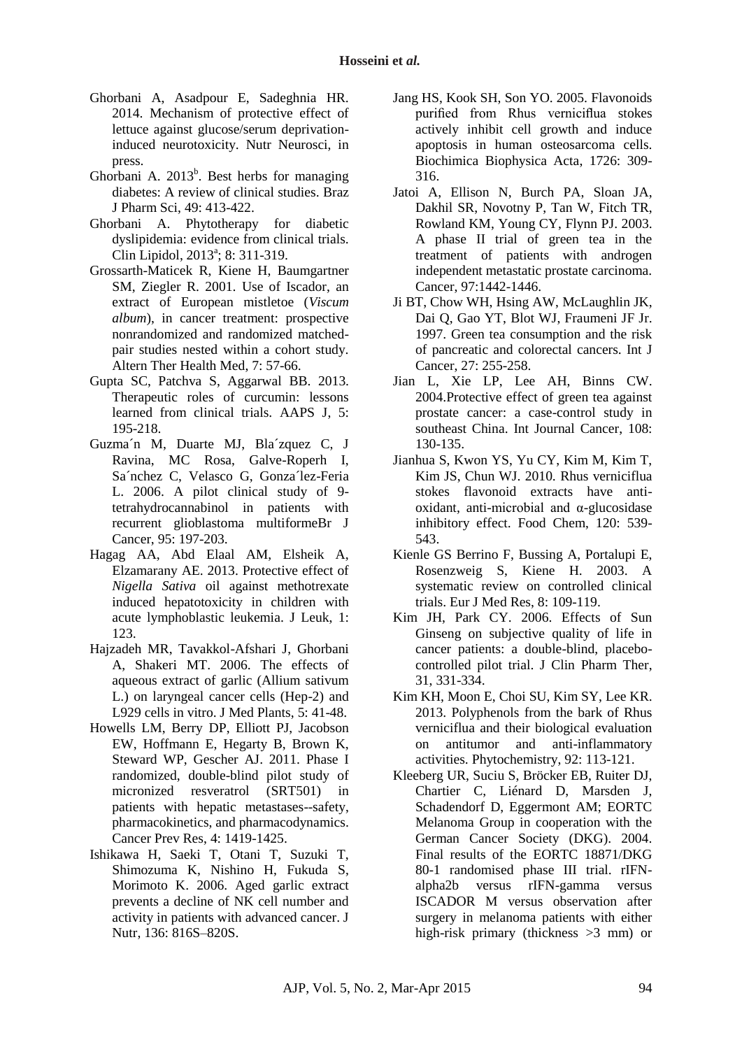Ghorbani A, Asadpour E, Sadeghnia HR. 2014. Mechanism of protective effect of lettuce against glucose/serum deprivation-induced neurotoxicity. Nutr Neurosci, in press.

Ghorbani A. 2013[b]. Best herbs for managing diabetes: A review of clinical studies. Braz J Pharm Sci, 49: 413-422.

Ghorbani A. Phytotherapy for diabetic dyslipidemia: evidence from clinical trials. Clin Lipidol, 2013[a]; 8: 311-319.

Grossarth-Maticek R, Kiene H, Baumgartner SM, Ziegler R. 2001. Use of Iscador, an extract of European mistletoe (*Viscum album*), in cancer treatment: prospective nonrandomized and randomized matched-pair studies nested within a cohort study. Altern Ther Health Med, 7: 57-66.

Gupta SC, Patchva S, Aggarwal BB. 2013. Therapeutic roles of curcumin: lessons learned from clinical trials. AAPS J, 5: 195-218.

Guzma´n M, Duarte MJ, Bla´zquez C, J Ravina, MC Rosa, Galve-Roperh I, Sa´nchez C, Velasco G, Gonza´lez-Feria L. 2006. A pilot clinical study of 9-tetrahydrocannabinol in patients with recurrent glioblastoma multiformeBr J Cancer, 95: 197-203.

Hagag AA, Abd Elaal AM, Elsheik A, Elzamarany AE. 2013. Protective effect of *Nigella Sativa* oil against methotrexate induced hepatotoxicity in children with acute lymphoblastic leukemia. J Leuk, 1: 123.

Hajzadeh MR, Tavakkol-Afshari J, Ghorbani A, Shakeri MT. 2006. The effects of aqueous extract of garlic (Allium sativum L.) on laryngeal cancer cells (Hep-2) and L929 cells in vitro. J Med Plants, 5: 41-48.

Howells LM, Berry DP, Elliott PJ, Jacobson EW, Hoffmann E, Hegarty B, Brown K, Steward WP, Gescher AJ. 2011. Phase I randomized, double-blind pilot study of micronized resveratrol (SRT501) in patients with hepatic metastases--safety, pharmacokinetics, and pharmacodynamics. Cancer Prev Res, 4: 1419-1425.

Ishikawa H, Saeki T, Otani T, Suzuki T, Shimozuma K, Nishino H, Fukuda S, Morimoto K. 2006. Aged garlic extract prevents a decline of NK cell number and activity in patients with advanced cancer. J Nutr, 136: 816S–820S.

Jang HS, Kook SH, Son YO. 2005. Flavonoids purified from Rhus verniciflua stokes actively inhibit cell growth and induce apoptosis in human osteosarcoma cells. Biochimica Biophysica Acta, 1726: 309-316.

Jatoi A, Ellison N, Burch PA, Sloan JA, Dakhil SR, Novotny P, Tan W, Fitch TR, Rowland KM, Young CY, Flynn PJ. 2003. A phase II trial of green tea in the treatment of patients with androgen independent metastatic prostate carcinoma. Cancer, 97:1442-1446.

Ji BT, Chow WH, Hsing AW, McLaughlin JK, Dai Q, Gao YT, Blot WJ, Fraumeni JF Jr. 1997. Green tea consumption and the risk of pancreatic and colorectal cancers. Int J Cancer, 27: 255-258.

Jian L, Xie LP, Lee AH, Binns CW. 2004.Protective effect of green tea against prostate cancer: a case-control study in southeast China. Int Journal Cancer, 108: 130-135.

Jianhua S, Kwon YS, Yu CY, Kim M, Kim T, Kim JS, Chun WJ. 2010. Rhus verniciflua stokes flavonoid extracts have anti-oxidant, anti-microbial and α-glucosidase inhibitory effect. Food Chem, 120: 539-543.

Kienle GS Berrino F, Bussing A, Portalupi E, Rosenzweig S, Kiene H. 2003. A systematic review on controlled clinical trials. Eur J Med Res, 8: 109-119.

Kim JH, Park CY. 2006. Effects of Sun Ginseng on subjective quality of life in cancer patients: a double-blind, placebo-controlled pilot trial. J Clin Pharm Ther, 31, 331-334.

Kim KH, Moon E, Choi SU, Kim SY, Lee KR. 2013. Polyphenols from the bark of Rhus verniciflua and their biological evaluation on antitumor and anti-inflammatory activities. Phytochemistry, 92: 113-121.

Kleeberg UR, Suciu S, Bröcker EB, Ruiter DJ, Chartier C, Liénard D, Marsden J, Schadendorf D, Eggermont AM; EORTC Melanoma Group in cooperation with the German Cancer Society (DKG). 2004. Final results of the EORTC 18871/DKG 80-1 randomised phase III trial. rIFN-alpha2b versus rIFN-gamma versus ISCADOR M versus observation after surgery in melanoma patients with either high-risk primary (thickness >3 mm) or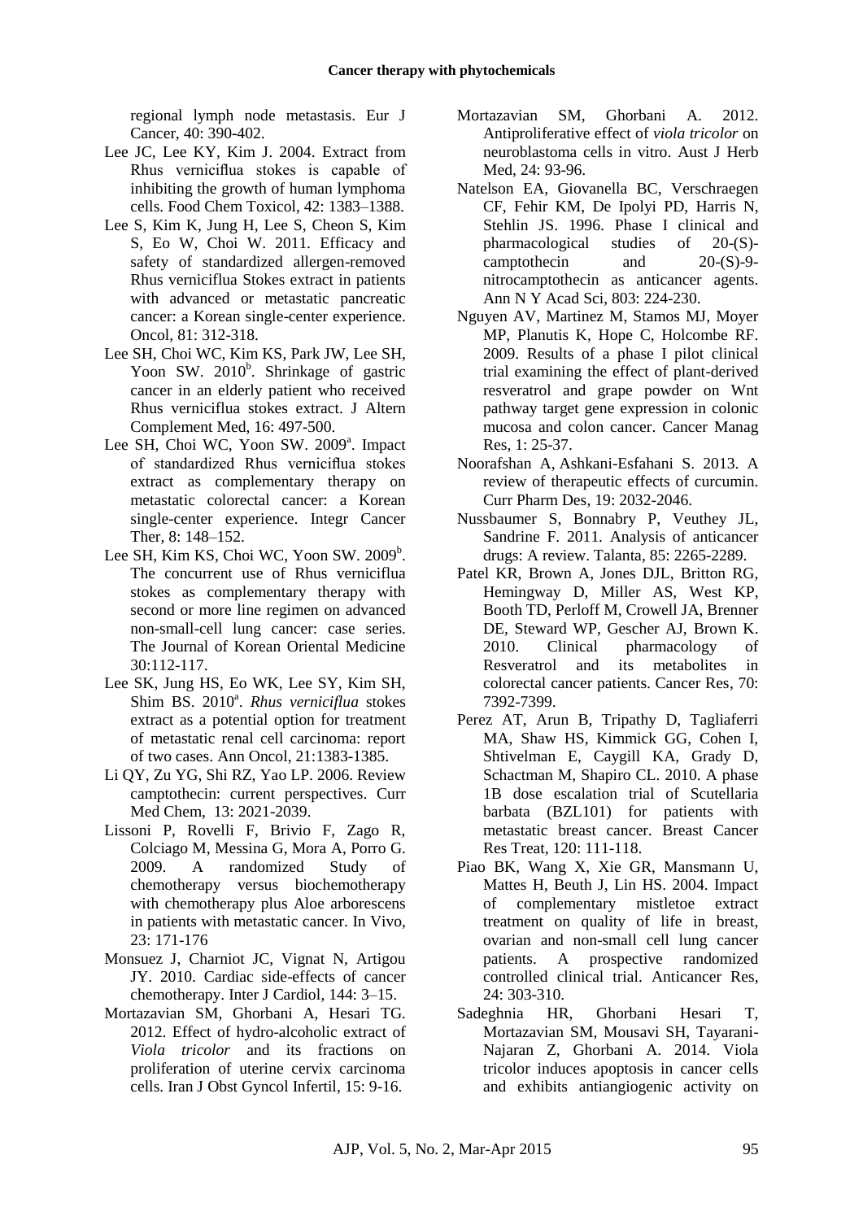regional lymph node metastasis. Eur J Cancer, 40: 390-402.

Lee JC, Lee KY, Kim J. 2004. Extract from Rhus verniciflua stokes is capable of inhibiting the growth of human lymphoma cells. Food Chem Toxicol, 42: 1383–1388.

Lee S, Kim K, Jung H, Lee S, Cheon S, Kim S, Eo W, Choi W. 2011. Efficacy and safety of standardized allergen-removed Rhus verniciflua Stokes extract in patients with advanced or metastatic pancreatic cancer: a Korean single-center experience. Oncol, 81: 312-318.

Lee SH, Choi WC, Kim KS, Park JW, Lee SH, Yoon SW. 2010[b]. Shrinkage of gastric cancer in an elderly patient who received Rhus verniciflua stokes extract. J Altern Complement Med, 16: 497-500.

Lee SH, Choi WC, Yoon SW. 2009[a]. Impact of standardized Rhus verniciflua stokes extract as complementary therapy on metastatic colorectal cancer: a Korean single-center experience. Integr Cancer Ther, 8: 148–152.

Lee SH, Kim KS, Choi WC, Yoon SW. 2009[b]. The concurrent use of Rhus verniciflua stokes as complementary therapy with second or more line regimen on advanced non-small-cell lung cancer: case series. The Journal of Korean Oriental Medicine 30:112-117.

Lee SK, Jung HS, Eo WK, Lee SY, Kim SH, Shim BS. 2010[a]. *Rhus verniciflua* stokes extract as a potential option for treatment of metastatic renal cell carcinoma: report of two cases. Ann Oncol, 21:1383-1385.

Li QY, Zu YG, Shi RZ, Yao LP. 2006. Review camptothecin: current perspectives. Curr Med Chem, 13: 2021-2039.

Lissoni P, Rovelli F, Brivio F, Zago R, Colciago M, Messina G, Mora A, Porro G. 2009. A randomized Study of chemotherapy versus biochemotherapy with chemotherapy plus Aloe arborescens in patients with metastatic cancer. In Vivo, 23: 171-176

Monsuez J, Charniot JC, Vignat N, Artigou JY. 2010. Cardiac side-effects of cancer chemotherapy. Inter J Cardiol, 144: 3–15.

Mortazavian SM, Ghorbani A, Hesari TG. 2012. Effect of hydro-alcoholic extract of *Viola tricolor* and its fractions on proliferation of uterine cervix carcinoma cells. Iran J Obst Gyncol Infertil, 15: 9-16.

Mortazavian SM, Ghorbani A. 2012. Antiproliferative effect of *viola tricolor* on neuroblastoma cells in vitro. Aust J Herb Med, 24: 93-96.

Natelson EA, Giovanella BC, Verschraegen CF, Fehir KM, De Ipolyi PD, Harris N, Stehlin JS. 1996. Phase I clinical and pharmacological studies of 20-(S)-camptothecin and 20-(S)-9-nitrocamptothecin as anticancer agents. Ann N Y Acad Sci, 803: 224-230.

Nguyen AV, Martinez M, Stamos MJ, Moyer MP, Planutis K, Hope C, Holcombe RF. 2009. Results of a phase I pilot clinical trial examining the effect of plant-derived resveratrol and grape powder on Wnt pathway target gene expression in colonic mucosa and colon cancer. Cancer Manag Res, 1: 25-37.

Noorafshan A, Ashkani-Esfahani S. 2013. A review of therapeutic effects of curcumin. Curr Pharm Des, 19: 2032-2046.

Nussbaumer S, Bonnabry P, Veuthey JL, Sandrine F. 2011. Analysis of anticancer drugs: A review. Talanta, 85: 2265-2289.

Patel KR, Brown A, Jones DJL, Britton RG, Hemingway D, Miller AS, West KP, Booth TD, Perloff M, Crowell JA, Brenner DE, Steward WP, Gescher AJ, Brown K. 2010. Clinical pharmacology of Resveratrol and its metabolites in colorectal cancer patients. Cancer Res, 70: 7392-7399.

Perez AT, Arun B, Tripathy D, Tagliaferri MA, Shaw HS, Kimmick GG, Cohen I, Shtivelman E, Caygill KA, Grady D, Schactman M, Shapiro CL. 2010. A phase 1B dose escalation trial of Scutellaria barbata (BZL101) for patients with metastatic breast cancer. Breast Cancer Res Treat, 120: 111-118.

Piao BK, Wang X, Xie GR, Mansmann U, Mattes H, Beuth J, Lin HS. 2004. Impact of complementary mistletoe extract treatment on quality of life in breast, ovarian and non-small cell lung cancer patients. A prospective randomized controlled clinical trial. Anticancer Res, 24: 303-310.

Sadeghnia HR, Ghorbani Hesari T, Mortazavian SM, Mousavi SH, Tayarani-Najaran Z, Ghorbani A. 2014. Viola tricolor induces apoptosis in cancer cells and exhibits antiangiogenic activity on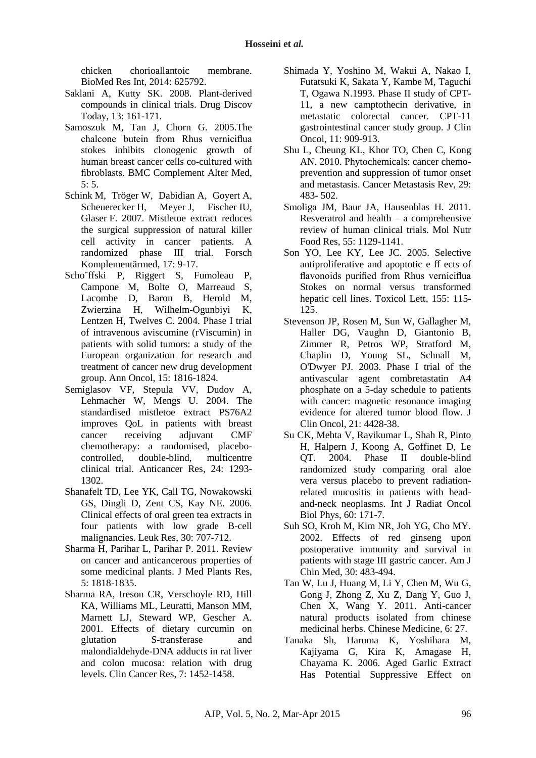chicken chorioallantoic membrane. BioMed Res Int, 2014: 625792.

Saklani A, Kutty SK. 2008. Plant-derived compounds in clinical trials. Drug Discov Today, 13: 161-171.

Samoszuk M, Tan J, Chorn G. 2005.The chalcone butein from Rhus verniciflua stokes inhibits clonogenic growth of human breast cancer cells co-cultured with fibroblasts. BMC Complement Alter Med, 5: 5.

Schink M, Tröger W, Dabidian A, Goyert A, Scheuerecker H, Meyer J, Fischer IU, Glaser F. 2007. Mistletoe extract reduces the surgical suppression of natural killer cell activity in cancer patients. A randomized phase III trial. Forsch Komplementärmed, 17: 9-17.

Scho¨ffski P, Riggert S, Fumoleau P, Campone M, Bolte O, Marreaud S, Lacombe D, Baron B, Herold M, Zwierzina H, Wilhelm-Ogunbiyi K, Lentzen H, Twelves C. 2004. Phase I trial of intravenous aviscumine (rViscumin) in patients with solid tumors: a study of the European organization for research and treatment of cancer new drug development group. Ann Oncol, 15: 1816-1824.

Semiglasov VF, Stepula VV, Dudov A, Lehmacher W, Mengs U. 2004. The standardised mistletoe extract PS76A2 improves QoL in patients with breast cancer receiving adjuvant CMF chemotherapy: a randomised, placebo-controlled, double-blind, multicentre clinical trial. Anticancer Res, 24: 1293-1302.

Shanafelt TD, Lee YK, Call TG, Nowakowski GS, Dingli D, Zent CS, Kay NE. 2006. Clinical effects of oral green tea extracts in four patients with low grade B-cell malignancies. Leuk Res, 30: 707-712.

Sharma H, Parihar L, Parihar P. 2011. Review on cancer and anticancerous properties of some medicinal plants. J Med Plants Res, 5: 1818-1835.

Sharma RA, Ireson CR, Verschoyle RD, Hill KA, Williams ML, Leuratti, Manson MM, Marnett LJ, Steward WP, Gescher A. 2001. Effects of dietary curcumin on glutation S-transferase and malondialdehyde-DNA adducts in rat liver and colon mucosa: relation with drug levels. Clin Cancer Res, 7: 1452-1458.

Shimada Y, Yoshino M, Wakui A, Nakao I, Futatsuki K, Sakata Y, Kambe M, Taguchi T, Ogawa N.1993. Phase II study of CPT-11, a new camptothecin derivative, in metastatic colorectal cancer. CPT-11 gastrointestinal cancer study group. J Clin Oncol, 11: 909-913.

Shu L, Cheung KL, Khor TO, Chen C, Kong AN. 2010. Phytochemicals: cancer chemo-prevention and suppression of tumor onset and metastasis. Cancer Metastasis Rev, 29: 483- 502.

Smoliga JM, Baur JA, Hausenblas H. 2011. Resveratrol and health – a comprehensive review of human clinical trials. Mol Nutr Food Res, 55: 1129-1141.

Son YO, Lee KY, Lee JC. 2005. Selective antiproliferative and apoptotic e ff ects of flavonoids purified from Rhus verniciflua Stokes on normal versus transformed hepatic cell lines. Toxicol Lett, 155: 115-125.

Stevenson JP, Rosen M, Sun W, Gallagher M, Haller DG, Vaughn D, Giantonio B, Zimmer R, Petros WP, Stratford M, Chaplin D, Young SL, Schnall M, O'Dwyer PJ. 2003. Phase I trial of the antivascular agent combretastatin A4 phosphate on a 5-day schedule to patients with cancer: magnetic resonance imaging evidence for altered tumor blood flow. J Clin Oncol, 21: 4428-38.

Su CK, Mehta V, Ravikumar L, Shah R, Pinto H, Halpern J, Koong A, Goffinet D, Le QT. 2004. Phase II double-blind randomized study comparing oral aloe vera versus placebo to prevent radiation-related mucositis in patients with head-and-neck neoplasms. Int J Radiat Oncol Biol Phys, 60: 171-7.

Suh SO, Kroh M, Kim NR, Joh YG, Cho MY. 2002. Effects of red ginseng upon postoperative immunity and survival in patients with stage III gastric cancer. Am J Chin Med, 30: 483-494.

Tan W, Lu J, Huang M, Li Y, Chen M, Wu G, Gong J, Zhong Z, Xu Z, Dang Y, Guo J, Chen X, Wang Y. 2011. Anti-cancer natural products isolated from chinese medicinal herbs. Chinese Medicine, 6: 27.

Tanaka Sh, Haruma K, Yoshihara M, Kajiyama G, Kira K, Amagase H, Chayama K. 2006. Aged Garlic Extract Has Potential Suppressive Effect on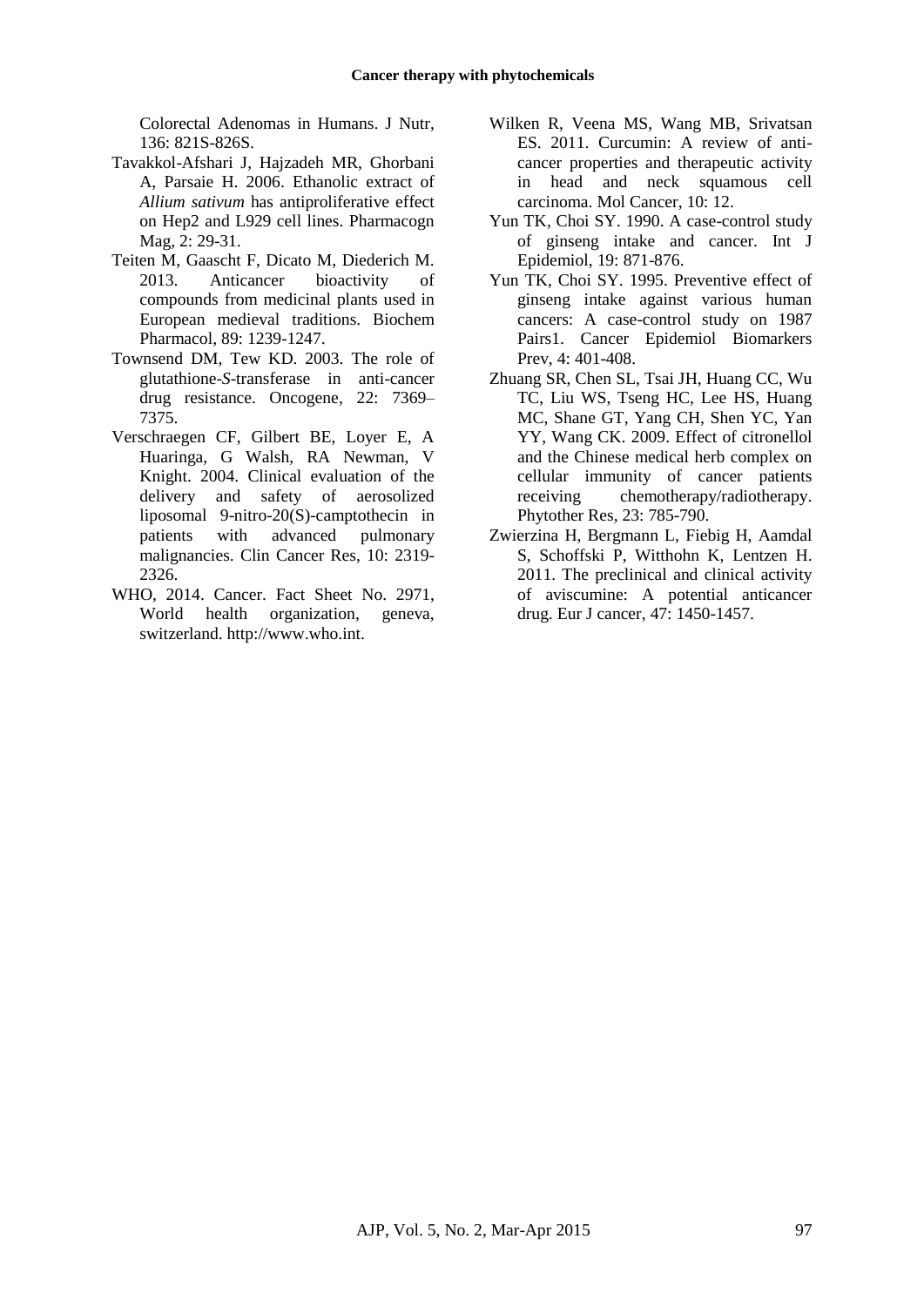Colorectal Adenomas in Humans. J Nutr, 136: 821S-826S.

Tavakkol-Afshari J, Hajzadeh MR, Ghorbani A, Parsaie H. 2006. Ethanolic extract of *Allium sativum* has antiproliferative effect on Hep2 and L929 cell lines. Pharmacogn Mag, 2: 29-31.

Teiten M, Gaascht F, Dicato M, Diederich M. 2013. Anticancer bioactivity of compounds from medicinal plants used in European medieval traditions. Biochem Pharmacol, 89: 1239-1247.

Townsend DM, Tew KD. 2003. The role of glutathione-*S*-transferase in anti-cancer drug resistance. Oncogene, 22: 7369–7375.

Verschraegen CF, Gilbert BE, Loyer E, A Huaringa, G Walsh, RA Newman, V Knight. 2004. Clinical evaluation of the delivery and safety of aerosolized liposomal 9-nitro-20(S)-camptothecin in patients with advanced pulmonary malignancies. Clin Cancer Res, 10: 2319-2326.

WHO, 2014. Cancer. Fact Sheet No. 2971, World health organization, geneva, switzerland. http://www.who.int.

Wilken R, Veena MS, Wang MB, Srivatsan ES. 2011. Curcumin: A review of anti-cancer properties and therapeutic activity in head and neck squamous cell carcinoma. Mol Cancer, 10: 12.

Yun TK, Choi SY. 1990. A case-control study of ginseng intake and cancer. Int J Epidemiol, 19: 871-876.

Yun TK, Choi SY. 1995. Preventive effect of ginseng intake against various human cancers: A case-control study on 1987 Pairs1. Cancer Epidemiol Biomarkers Prev, 4: 401-408.

Zhuang SR, Chen SL, Tsai JH, Huang CC, Wu TC, Liu WS, Tseng HC, Lee HS, Huang MC, Shane GT, Yang CH, Shen YC, Yan YY, Wang CK. 2009. Effect of citronellol and the Chinese medical herb complex on cellular immunity of cancer patients receiving chemotherapy/radiotherapy. Phytother Res, 23: 785-790.

Zwierzina H, Bergmann L, Fiebig H, Aamdal S, Schoffski P, Witthohn K, Lentzen H. 2011. The preclinical and clinical activity of aviscumine: A potential anticancer drug. Eur J cancer, 47: 1450-1457.